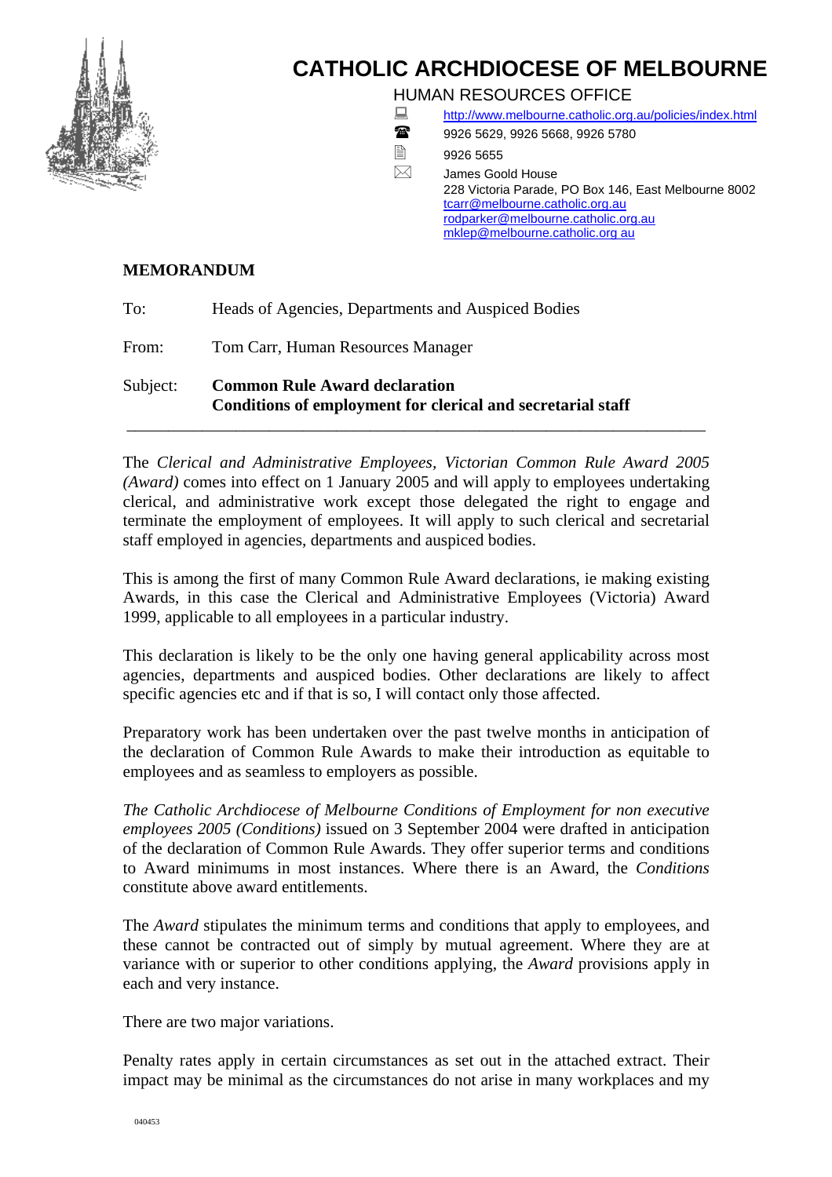# CATHOLIC ARCHDIOCESE OF MELBOURNE

HUMAN RESOURCES OFFICE

http://www.melbourne.catholic.org.au/policies/index.html

9926 5629, 9926 5668, 9926 5780

9926 5655

James Goold House
228 Victoria Parade, PO Box 146, East Melbourne 8002
tcarr@melbourne.catholic.org.au
rodparker@melbourne.catholic.org.au
mklep@melbourne.catholic.org au

## MEMORANDUM

To: Heads of Agencies, Departments and Auspiced Bodies

From: Tom Carr, Human Resources Manager

Subject: **Common Rule Award declaration**
**Conditions of employment for clerical and secretarial staff**

---

The *Clerical and Administrative Employees, Victorian Common Rule Award 2005 (Award)* comes into effect on 1 January 2005 and will apply to employees undertaking clerical, and administrative work except those delegated the right to engage and terminate the employment of employees. It will apply to such clerical and secretarial staff employed in agencies, departments and auspiced bodies.

This is among the first of many Common Rule Award declarations, ie making existing Awards, in this case the Clerical and Administrative Employees (Victoria) Award 1999, applicable to all employees in a particular industry.

This declaration is likely to be the only one having general applicability across most agencies, departments and auspiced bodies. Other declarations are likely to affect specific agencies etc and if that is so, I will contact only those affected.

Preparatory work has been undertaken over the past twelve months in anticipation of the declaration of Common Rule Awards to make their introduction as equitable to employees and as seamless to employers as possible.

*The Catholic Archdiocese of Melbourne Conditions of Employment for non executive employees 2005 (Conditions)* issued on 3 September 2004 were drafted in anticipation of the declaration of Common Rule Awards. They offer superior terms and conditions to Award minimums in most instances. Where there is an Award, the *Conditions* constitute above award entitlements.

The *Award* stipulates the minimum terms and conditions that apply to employees, and these cannot be contracted out of simply by mutual agreement. Where they are at variance with or superior to other conditions applying, the *Award* provisions apply in each and very instance.

There are two major variations.

Penalty rates apply in certain circumstances as set out in the attached extract. Their impact may be minimal as the circumstances do not arise in many workplaces and my

040453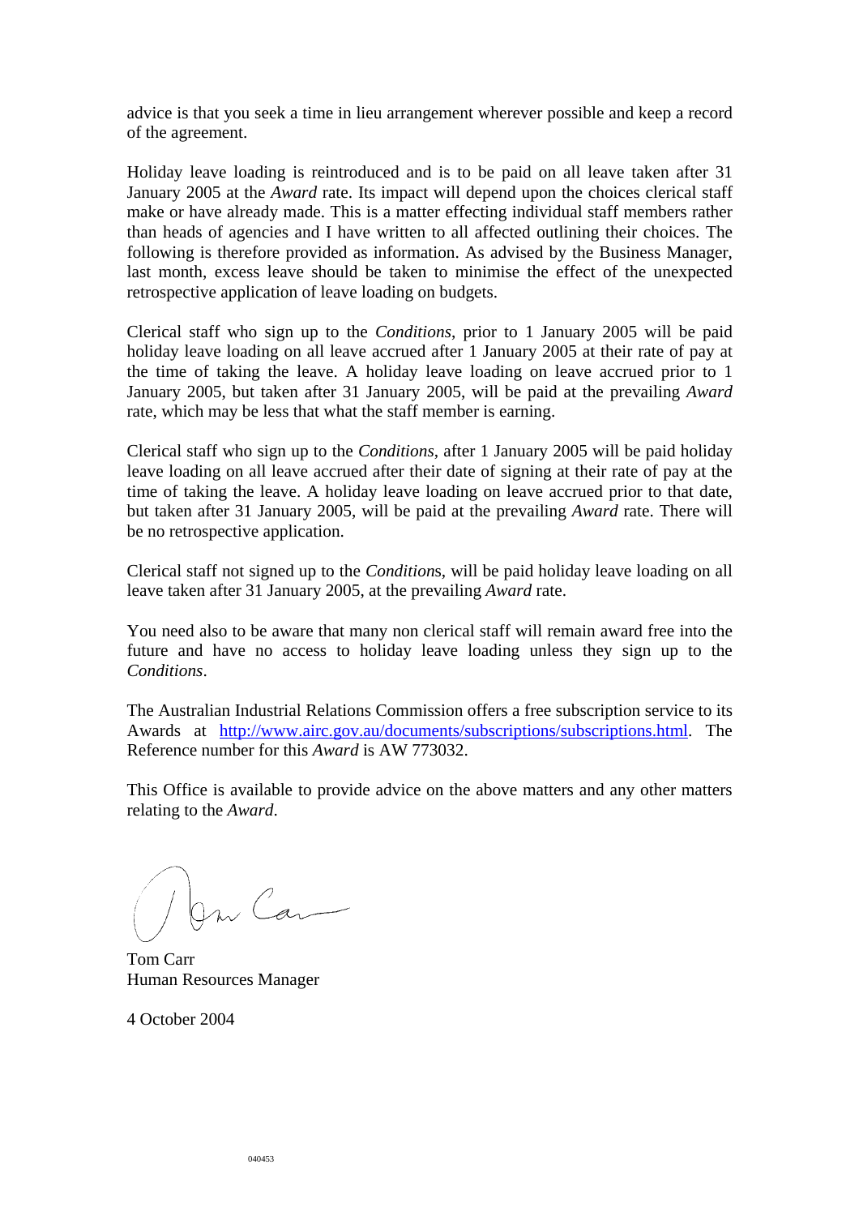advice is that you seek a time in lieu arrangement wherever possible and keep a record of the agreement.

Holiday leave loading is reintroduced and is to be paid on all leave taken after 31 January 2005 at the *Award* rate. Its impact will depend upon the choices clerical staff make or have already made. This is a matter effecting individual staff members rather than heads of agencies and I have written to all affected outlining their choices. The following is therefore provided as information. As advised by the Business Manager, last month, excess leave should be taken to minimise the effect of the unexpected retrospective application of leave loading on budgets.

Clerical staff who sign up to the *Conditions*, prior to 1 January 2005 will be paid holiday leave loading on all leave accrued after 1 January 2005 at their rate of pay at the time of taking the leave. A holiday leave loading on leave accrued prior to 1 January 2005, but taken after 31 January 2005, will be paid at the prevailing *Award* rate, which may be less that what the staff member is earning.

Clerical staff who sign up to the *Conditions*, after 1 January 2005 will be paid holiday leave loading on all leave accrued after their date of signing at their rate of pay at the time of taking the leave. A holiday leave loading on leave accrued prior to that date, but taken after 31 January 2005, will be paid at the prevailing *Award* rate. There will be no retrospective application.

Clerical staff not signed up to the *Condition*s, will be paid holiday leave loading on all leave taken after 31 January 2005, at the prevailing *Award* rate.

You need also to be aware that many non clerical staff will remain award free into the future and have no access to holiday leave loading unless they sign up to the *Conditions*.

The Australian Industrial Relations Commission offers a free subscription service to its Awards at http://www.airc.gov.au/documents/subscriptions/subscriptions.html. The Reference number for this *Award* is AW 773032.

This Office is available to provide advice on the above matters and any other matters relating to the *Award*.

Tom Carr
Human Resources Manager

4 October 2004

040453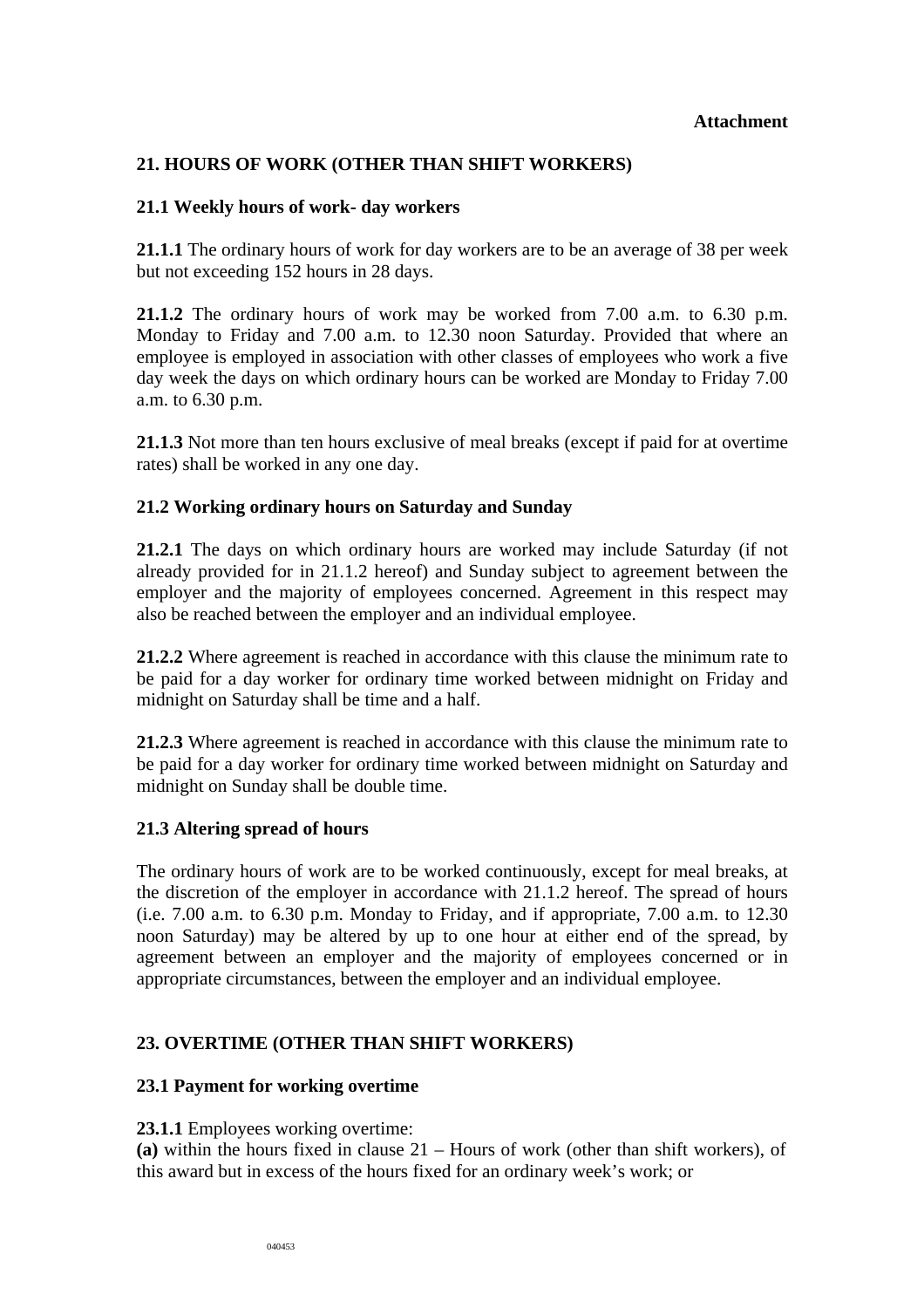**Attachment**

## 21. HOURS OF WORK (OTHER THAN SHIFT WORKERS)

### 21.1 Weekly hours of work- day workers

**21.1.1** The ordinary hours of work for day workers are to be an average of 38 per week but not exceeding 152 hours in 28 days.

**21.1.2** The ordinary hours of work may be worked from 7.00 a.m. to 6.30 p.m. Monday to Friday and 7.00 a.m. to 12.30 noon Saturday. Provided that where an employee is employed in association with other classes of employees who work a five day week the days on which ordinary hours can be worked are Monday to Friday 7.00 a.m. to 6.30 p.m.

**21.1.3** Not more than ten hours exclusive of meal breaks (except if paid for at overtime rates) shall be worked in any one day.

### 21.2 Working ordinary hours on Saturday and Sunday

**21.2.1** The days on which ordinary hours are worked may include Saturday (if not already provided for in 21.1.2 hereof) and Sunday subject to agreement between the employer and the majority of employees concerned. Agreement in this respect may also be reached between the employer and an individual employee.

**21.2.2** Where agreement is reached in accordance with this clause the minimum rate to be paid for a day worker for ordinary time worked between midnight on Friday and midnight on Saturday shall be time and a half.

**21.2.3** Where agreement is reached in accordance with this clause the minimum rate to be paid for a day worker for ordinary time worked between midnight on Saturday and midnight on Sunday shall be double time.

### 21.3 Altering spread of hours

The ordinary hours of work are to be worked continuously, except for meal breaks, at the discretion of the employer in accordance with 21.1.2 hereof. The spread of hours (i.e. 7.00 a.m. to 6.30 p.m. Monday to Friday, and if appropriate, 7.00 a.m. to 12.30 noon Saturday) may be altered by up to one hour at either end of the spread, by agreement between an employer and the majority of employees concerned or in appropriate circumstances, between the employer and an individual employee.

## 23. OVERTIME (OTHER THAN SHIFT WORKERS)

### 23.1 Payment for working overtime

**23.1.1** Employees working overtime:

**(a)** within the hours fixed in clause 21 – Hours of work (other than shift workers), of this award but in excess of the hours fixed for an ordinary week's work; or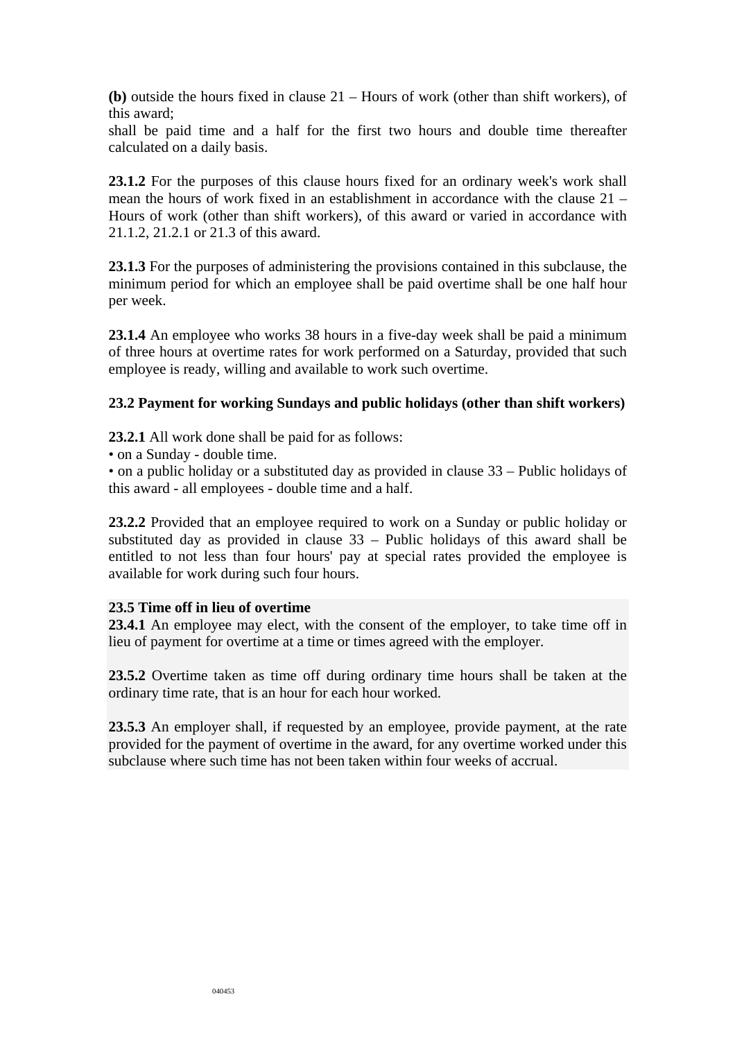**(b)** outside the hours fixed in clause 21 – Hours of work (other than shift workers), of this award;

shall be paid time and a half for the first two hours and double time thereafter calculated on a daily basis.

**23.1.2** For the purposes of this clause hours fixed for an ordinary week's work shall mean the hours of work fixed in an establishment in accordance with the clause 21 – Hours of work (other than shift workers), of this award or varied in accordance with 21.1.2, 21.2.1 or 21.3 of this award.

**23.1.3** For the purposes of administering the provisions contained in this subclause, the minimum period for which an employee shall be paid overtime shall be one half hour per week.

**23.1.4** An employee who works 38 hours in a five-day week shall be paid a minimum of three hours at overtime rates for work performed on a Saturday, provided that such employee is ready, willing and available to work such overtime.

**23.2 Payment for working Sundays and public holidays (other than shift workers)**

**23.2.1** All work done shall be paid for as follows:

- on a Sunday - double time.
- on a public holiday or a substituted day as provided in clause 33 – Public holidays of this award - all employees - double time and a half.

**23.2.2** Provided that an employee required to work on a Sunday or public holiday or substituted day as provided in clause 33 – Public holidays of this award shall be entitled to not less than four hours' pay at special rates provided the employee is available for work during such four hours.

**23.5 Time off in lieu of overtime**

**23.4.1** An employee may elect, with the consent of the employer, to take time off in lieu of payment for overtime at a time or times agreed with the employer.

**23.5.2** Overtime taken as time off during ordinary time hours shall be taken at the ordinary time rate, that is an hour for each hour worked.

**23.5.3** An employer shall, if requested by an employee, provide payment, at the rate provided for the payment of overtime in the award, for any overtime worked under this subclause where such time has not been taken within four weeks of accrual.